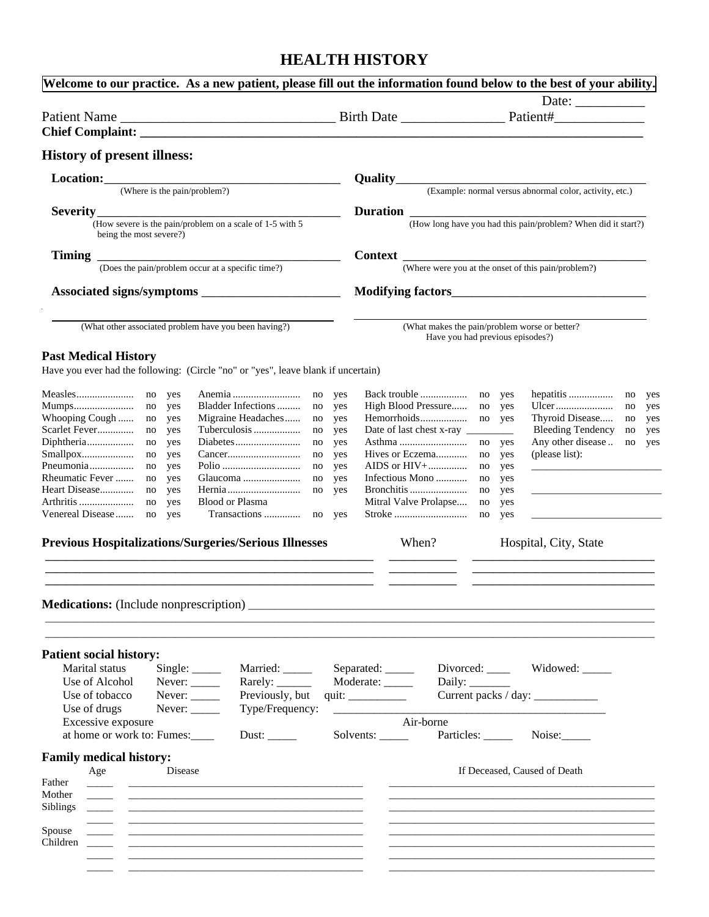# HEALTH HISTORY

**Welcome to our practice. As a new patient, please fill out the information found below to the best of your ability.**

Date: __________

Patient Name ________________________________ Birth Date _______________ Patient#_____________

**Chief Complaint:** ________________________________________________________________________________

## History of present illness:

**Location:** ________________________________________
(Where is the pain/problem?)

**Quality** ________________________________________
(Example: normal versus abnormal color, activity, etc.)

**Severity** ________________________________________
(How severe is the pain/problem on a scale of 1-5 with 5 being the most severe?)

**Duration** ________________________________________
(How long have you had this pain/problem? When did it start?)

**Timing** ________________________________________
(Does the pain/problem occur at a specific time?)

**Context** ________________________________________
(Where were you at the onset of this pain/problem?)

**Associated signs/symptoms** ______________________
______________________________________________
(What other associated problem have you been having?)

**Modifying factors** ______________________________
______________________________________________
(What makes the pain/problem worse or better? Have you had previous episodes?)

## Past Medical History

Have you ever had the following: (Circle "no" or "yes", leave blank if uncertain)

| | | | | | | | | | | | |
|---|---|---|---|---|---|---|---|---|---|---|---|
| Measles | no | yes | Anemia | no | yes | Back trouble | no | yes | hepatitis | no | yes |
| Mumps | no | yes | Bladder Infections | no | yes | High Blood Pressure | no | yes | Ulcer | no | yes |
| Whooping Cough | no | yes | Migraine Headaches | no | yes | Hemorrhoids | no | yes | Thyroid Disease | no | yes |
| Scarlet Fever | no | yes | Tuberculosis | no | yes | Date of last chest x-ray _________ | | | Bleeding Tendency | no | yes |
| Diphtheria | no | yes | Diabetes | no | yes | Asthma | no | yes | Any other disease | no | yes |
| Smallpox | no | yes | Cancer | no | yes | Hives or Eczema | no | yes | (please list): | | |
| Pneumonia | no | yes | Polio | no | yes | AIDS or HIV+ | no | yes | _______________________ | | |
| Rheumatic Fever | no | yes | Glaucoma | no | yes | Infectious Mono | no | yes | | | |
| Heart Disease | no | yes | Hernia | no | yes | Bronchitis | no | yes | _______________________ | | |
| Arthritis | no | yes | Blood or Plasma | | | Mitral Valve Prolapse | no | yes | | | |
| Venereal Disease | no | yes | Transactions | no | yes | Stroke | no | yes | _______________________ | | |

## Previous Hospitalizations/Surgeries/Serious Illnesses

| Previous Hospitalizations/Surgeries/Serious Illnesses | When? | Hospital, City, State |
|---|---|---|
| | | |
| | | |
| | | |

**Medications:** (Include nonprescription) ______________________________________________________________
________________________________________________________________________________________________
________________________________________________________________________________________________

## Patient social history:

Marital status Single: _____ Married: _____ Separated: _____ Divorced: ____ Widowed: _____

Use of Alcohol Never: _____ Rarely: ______ Moderate: _____ Daily: _______

Use of tobacco Never: _____ Previously, but quit: __________ Current packs / day: ___________

Use of drugs Never: _____ Type/Frequency: _____________________________________________

Excessive exposure at home or work to: Fumes:____ Dust: _____ Solvents: _____ Air-borne Particles: _____ Noise:_____

## Family medical history:

| | Age | Disease | If Deceased, Caused of Death |
|---|---|---|---|
| Father | _____ | | |
| Mother | _____ | | |
| Siblings | _____ | | |
| | _____ | | |
| Spouse | _____ | | |
| Children | _____ | | |
| | _____ | | |
| | _____ | | |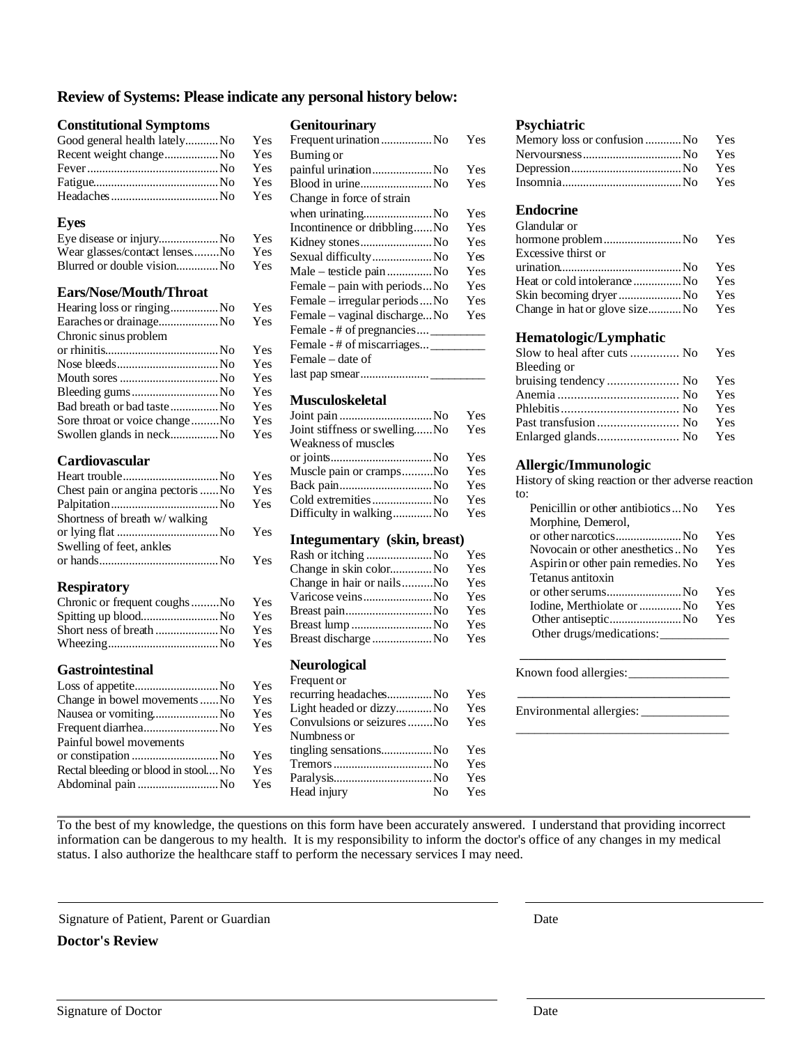## Review of Systems: Please indicate any personal history below:

### Constitutional Symptoms

| | | |
|---|---|---|
| Good general health lately | No | Yes |
| Recent weight change | No | Yes |
| Fever | No | Yes |
| Fatigue | No | Yes |
| Headaches | No | Yes |

### Eyes

| | | |
|---|---|---|
| Eye disease or injury | No | Yes |
| Wear glasses/contact lenses | No | Yes |
| Blurred or double vision | No | Yes |

### Ears/Nose/Mouth/Throat

| | | |
|---|---|---|
| Hearing loss or ringing | No | Yes |
| Earaches or drainage | No | Yes |
| Chronic sinus problem or rhinitis | No | Yes |
| Nose bleeds | No | Yes |
| Mouth sores | No | Yes |
| Bleeding gums | No | Yes |
| Bad breath or bad taste | No | Yes |
| Sore throat or voice change | No | Yes |
| Swollen glands in neck | No | Yes |

### Cardiovascular

| | | |
|---|---|---|
| Heart trouble | No | Yes |
| Chest pain or angina pectoris | No | Yes |
| Palpitation | No | Yes |
| Shortness of breath w/ walking or lying flat | No | Yes |
| Swelling of feet, ankles or hands | No | Yes |

### Respiratory

| | | |
|---|---|---|
| Chronic or frequent coughs | No | Yes |
| Spitting up blood | No | Yes |
| Short ness of breath | No | Yes |
| Wheezing | No | Yes |

### Gastrointestinal

| | | |
|---|---|---|
| Loss of appetite | No | Yes |
| Change in bowel movements | No | Yes |
| Nausea or vomiting | No | Yes |
| Frequent diarrhea | No | Yes |
| Painful bowel movements or constipation | No | Yes |
| Rectal bleeding or blood in stool | No | Yes |
| Abdominal pain | No | Yes |

### Genitourinary

| | | |
|---|---|---|
| Frequent urination | No | Yes |
| Burning or painful urination | No | Yes |
| Blood in urine | No | Yes |
| Change in force of strain when urinating | No | Yes |
| Incontinence or dribbling | No | Yes |
| Kidney stones | No | Yes |
| Sexual difficulty | No | Yes |
| Male – testicle pain | No | Yes |
| Female – pain with periods | No | Yes |
| Female – irregular periods | No | Yes |
| Female – vaginal discharge | No | Yes |

Female - # of pregnancies ________

Female - # of miscarriages ________

Female – date of last pap smear ________

### Musculoskeletal

| | | |
|---|---|---|
| Joint pain | No | Yes |
| Joint stiffness or swelling | No | Yes |
| Weakness of muscles or joints | No | Yes |
| Muscle pain or cramps | No | Yes |
| Back pain | No | Yes |
| Cold extremities | No | Yes |
| Difficulty in walking | No | Yes |

### Integumentary (skin, breast)

| | | |
|---|---|---|
| Rash or itching | No | Yes |
| Change in skin color | No | Yes |
| Change in hair or nails | No | Yes |
| Varicose veins | No | Yes |
| Breast pain | No | Yes |
| Breast lump | No | Yes |
| Breast discharge | No | Yes |

### Neurological

| | | |
|---|---|---|
| Frequent or recurring headaches | No | Yes |
| Light headed or dizzy | No | Yes |
| Convulsions or seizures | No | Yes |
| Numbness or tingling sensations | No | Yes |
| Tremors | No | Yes |
| Paralysis | No | Yes |
| Head injury | No | Yes |

### Psychiatric

| | | |
|---|---|---|
| Memory loss or confusion | No | Yes |
| Nervoursness | No | Yes |
| Depression | No | Yes |
| Insomnia | No | Yes |

### Endocrine

| | | |
|---|---|---|
| Glandular or hormone problem | No | Yes |
| Excessive thirst or urination | No | Yes |
| Heat or cold intolerance | No | Yes |
| Skin becoming dryer | No | Yes |
| Change in hat or glove size | No | Yes |

### Hematologic/Lymphatic

| | | |
|---|---|---|
| Slow to heal after cuts | No | Yes |
| Bleeding or bruising tendency | No | Yes |
| Anemia | No | Yes |
| Phlebitis | No | Yes |
| Past transfusion | No | Yes |
| Enlarged glands | No | Yes |

### Allergic/Immunologic

History of sking reaction or ther adverse reaction to:

| | | |
|---|---|---|
| Penicillin or other antibiotics | No | Yes |
| Morphine, Demerol, or other narcotics | No | Yes |
| Novocain or other anesthetics | No | Yes |
| Aspirin or other pain remedies | No | Yes |
| Tetanus antitoxin or other serums | No | Yes |
| Iodine, Merthiolate or Other antiseptic | No | Yes |

Other drugs/medications: ___________

___________________________________

Known food allergies: ________________

___________________________________

Environmental allergies: ______________

___________________________________

---

To the best of my knowledge, the questions on this form have been accurately answered. I understand that providing incorrect information can be dangerous to my health. It is my responsibility to inform the doctor's office of any changes in my medical status. I also authorize the healthcare staff to perform the necessary services I may need.

______________________________________ ______________________

Signature of Patient, Parent or Guardian Date

**Doctor's Review**

______________________________________ ______________________

Signature of Doctor Date